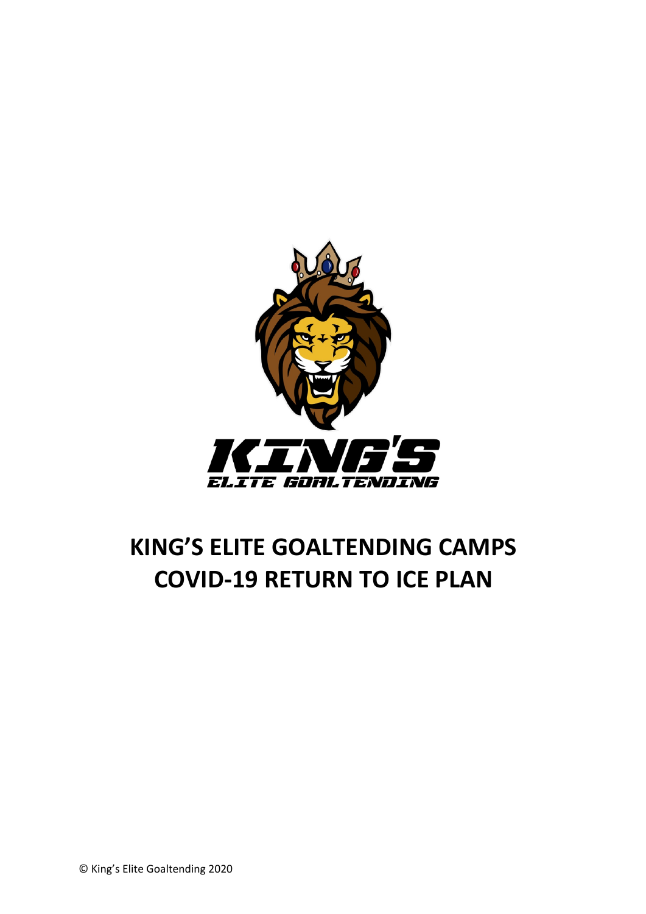# KING'S ELITE GOALTENDING CAMPS
# COVID-19 RETURN TO ICE PLAN

© King's Elite Goaltending 2020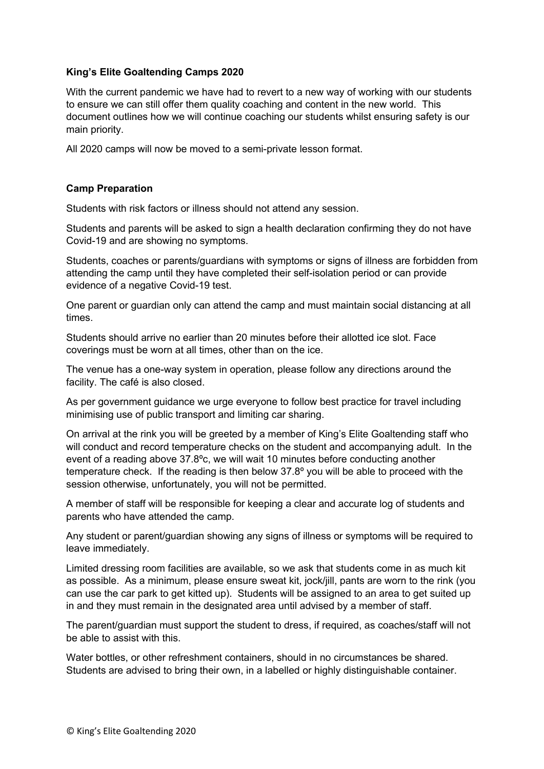**King's Elite Goaltending Camps 2020**

With the current pandemic we have had to revert to a new way of working with our students to ensure we can still offer them quality coaching and content in the new world. This document outlines how we will continue coaching our students whilst ensuring safety is our main priority.

All 2020 camps will now be moved to a semi-private lesson format.

**Camp Preparation**

Students with risk factors or illness should not attend any session.

Students and parents will be asked to sign a health declaration confirming they do not have Covid-19 and are showing no symptoms.

Students, coaches or parents/guardians with symptoms or signs of illness are forbidden from attending the camp until they have completed their self-isolation period or can provide evidence of a negative Covid-19 test.

One parent or guardian only can attend the camp and must maintain social distancing at all times.

Students should arrive no earlier than 20 minutes before their allotted ice slot. Face coverings must be worn at all times, other than on the ice.

The venue has a one-way system in operation, please follow any directions around the facility. The café is also closed.

As per government guidance we urge everyone to follow best practice for travel including minimising use of public transport and limiting car sharing.

On arrival at the rink you will be greeted by a member of King's Elite Goaltending staff who will conduct and record temperature checks on the student and accompanying adult. In the event of a reading above 37.8ºc, we will wait 10 minutes before conducting another temperature check. If the reading is then below 37.8º you will be able to proceed with the session otherwise, unfortunately, you will not be permitted.

A member of staff will be responsible for keeping a clear and accurate log of students and parents who have attended the camp.

Any student or parent/guardian showing any signs of illness or symptoms will be required to leave immediately.

Limited dressing room facilities are available, so we ask that students come in as much kit as possible. As a minimum, please ensure sweat kit, jock/jill, pants are worn to the rink (you can use the car park to get kitted up). Students will be assigned to an area to get suited up in and they must remain in the designated area until advised by a member of staff.

The parent/guardian must support the student to dress, if required, as coaches/staff will not be able to assist with this.

Water bottles, or other refreshment containers, should in no circumstances be shared. Students are advised to bring their own, in a labelled or highly distinguishable container.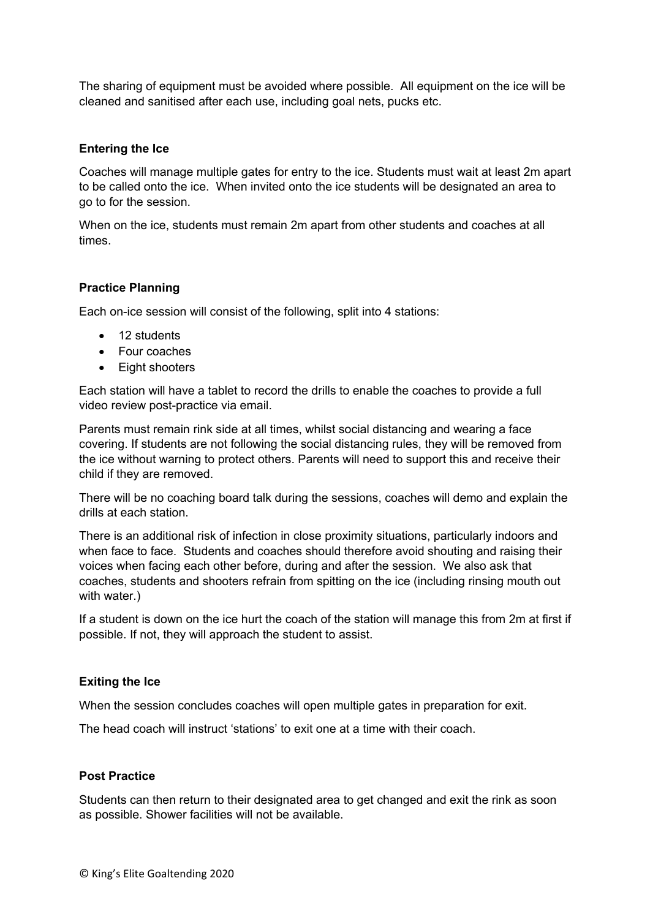The sharing of equipment must be avoided where possible. All equipment on the ice will be cleaned and sanitised after each use, including goal nets, pucks etc.

**Entering the Ice**

Coaches will manage multiple gates for entry to the ice. Students must wait at least 2m apart to be called onto the ice. When invited onto the ice students will be designated an area to go to for the session.

When on the ice, students must remain 2m apart from other students and coaches at all times.

**Practice Planning**

Each on-ice session will consist of the following, split into 4 stations:

- 12 students
- Four coaches
- Eight shooters

Each station will have a tablet to record the drills to enable the coaches to provide a full video review post-practice via email.

Parents must remain rink side at all times, whilst social distancing and wearing a face covering. If students are not following the social distancing rules, they will be removed from the ice without warning to protect others. Parents will need to support this and receive their child if they are removed.

There will be no coaching board talk during the sessions, coaches will demo and explain the drills at each station.

There is an additional risk of infection in close proximity situations, particularly indoors and when face to face. Students and coaches should therefore avoid shouting and raising their voices when facing each other before, during and after the session. We also ask that coaches, students and shooters refrain from spitting on the ice (including rinsing mouth out with water.)

If a student is down on the ice hurt the coach of the station will manage this from 2m at first if possible. If not, they will approach the student to assist.

**Exiting the Ice**

When the session concludes coaches will open multiple gates in preparation for exit.

The head coach will instruct 'stations' to exit one at a time with their coach.

**Post Practice**

Students can then return to their designated area to get changed and exit the rink as soon as possible. Shower facilities will not be available.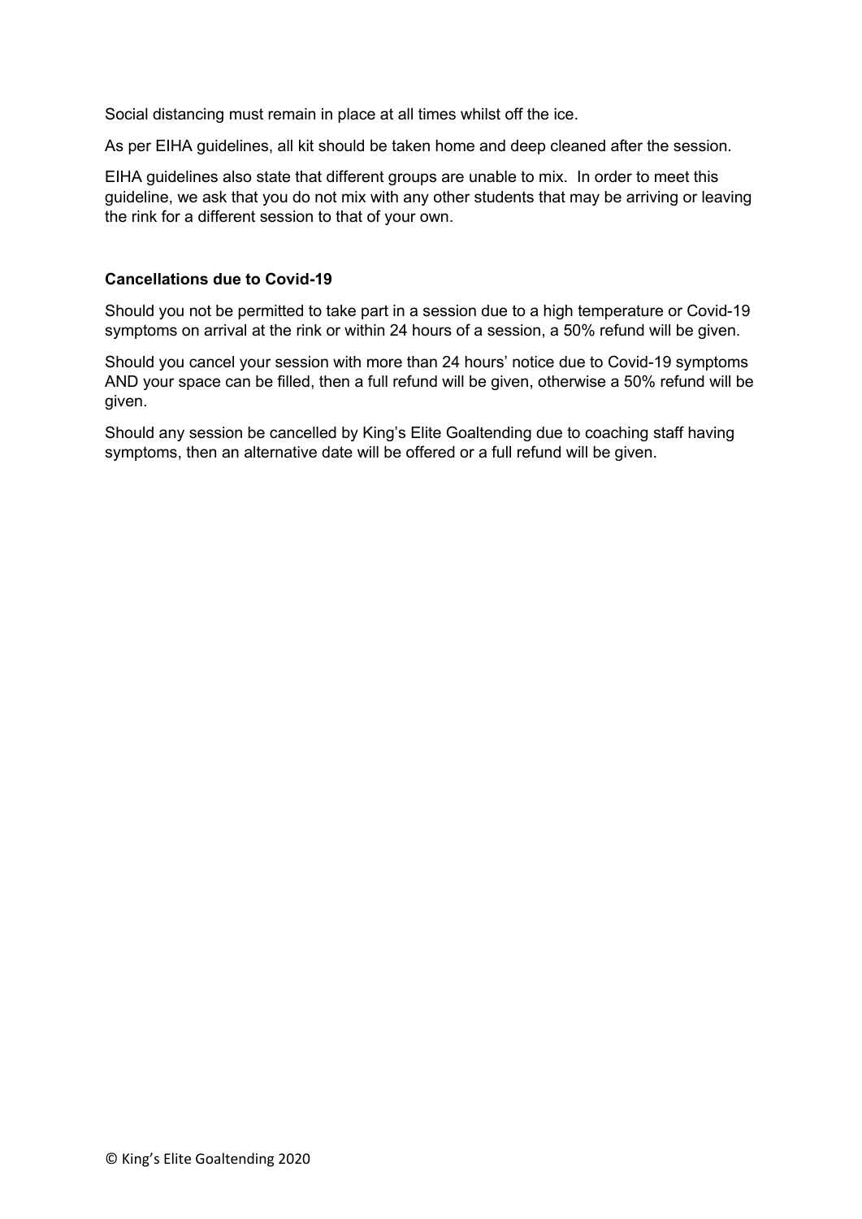Social distancing must remain in place at all times whilst off the ice.

As per EIHA guidelines, all kit should be taken home and deep cleaned after the session.

EIHA guidelines also state that different groups are unable to mix. In order to meet this guideline, we ask that you do not mix with any other students that may be arriving or leaving the rink for a different session to that of your own.

**Cancellations due to Covid-19**

Should you not be permitted to take part in a session due to a high temperature or Covid-19 symptoms on arrival at the rink or within 24 hours of a session, a 50% refund will be given.

Should you cancel your session with more than 24 hours' notice due to Covid-19 symptoms AND your space can be filled, then a full refund will be given, otherwise a 50% refund will be given.

Should any session be cancelled by King's Elite Goaltending due to coaching staff having symptoms, then an alternative date will be offered or a full refund will be given.